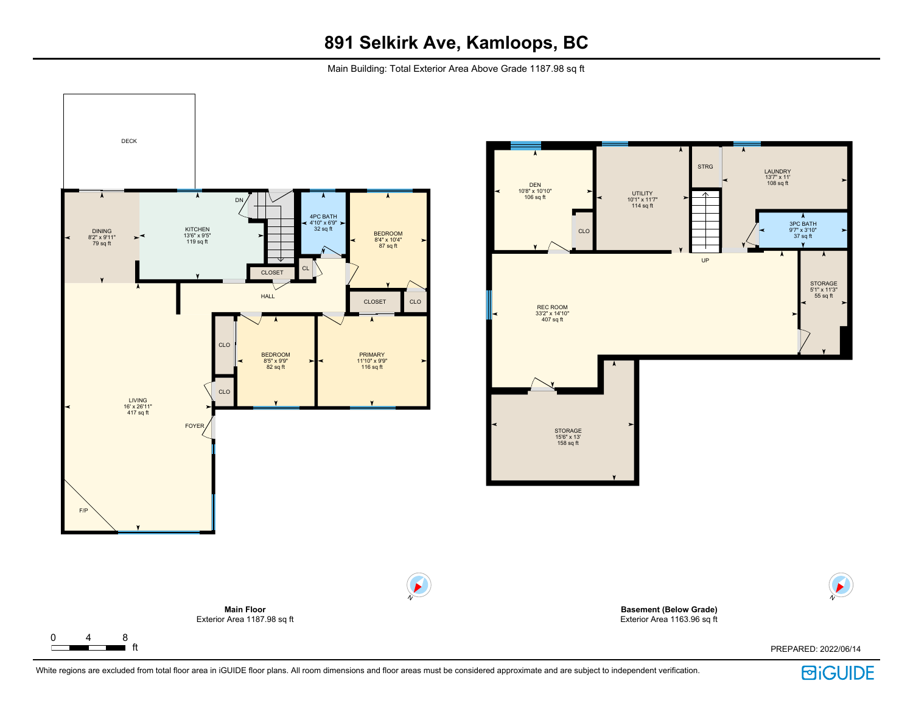# 891 Selkirk Ave, Kamloops, BC

Main Building: Total Exterior Area Above Grade 1187.98 sq ft

DECK

DINING
8'2" x 9'11"
79 sq ft

KITCHEN
13'6" x 9'5"
119 sq ft

DN

4PC BATH
4'10" x 6'9"
32 sq ft

BEDROOM
8'4" x 10'4"
87 sq ft

CLOSET

CL

HALL

CLOSET

CLO

CLO

BEDROOM
8'5" x 9'9"
82 sq ft

PRIMARY
11'10" x 9'9"
116 sq ft

LIVING
16' x 26'11"
417 sq ft

CLO

FOYER

F/P

DEN
10'8" x 10'10"
106 sq ft

UTILITY
10'1" x 11'7"
114 sq ft

STRG

LAUNDRY
13'7" x 11'
108 sq ft

CLO

3PC BATH
9'7" x 3'10"
37 sq ft

UP

REC ROOM
33'2" x 14'10"
407 sq ft

STORAGE
5'1" x 11'3"
55 sq ft

STORAGE
15'6" x 13'
158 sq ft

**Main Floor**
Exterior Area 1187.98 sq ft

**Basement (Below Grade)**
Exterior Area 1163.96 sq ft

0 4 8 ft

PREPARED: 2022/06/14

White regions are excluded from total floor area in iGUIDE floor plans. All room dimensions and floor areas must be considered approximate and are subject to independent verification.

iGUIDE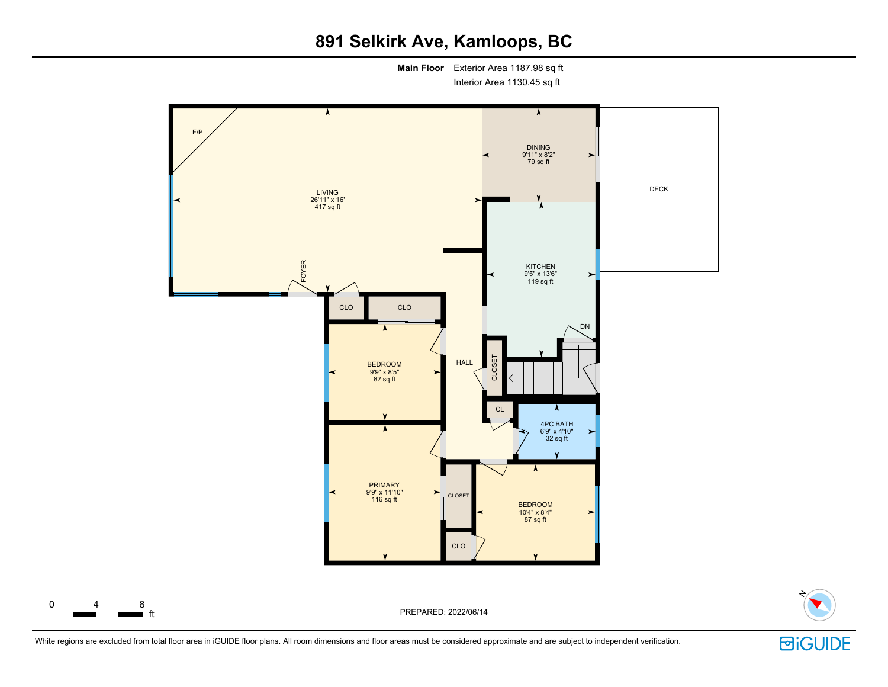# 891 Selkirk Ave, Kamloops, BC

**Main Floor** Exterior Area 1187.98 sq ft
Interior Area 1130.45 sq ft

F/P

LIVING
26'11" x 16'
417 sq ft

DINING
9'11" x 8'2"
79 sq ft

DECK

FOYER

KITCHEN
9'5" x 13'6"
119 sq ft

DN

CLO

CLO

BEDROOM
9'9" x 8'5"
82 sq ft

HALL

CLOSET

CL

4PC BATH
6'9" x 4'10"
32 sq ft

PRIMARY
9'9" x 11'10"
116 sq ft

CLOSET

BEDROOM
10'4" x 8'4"
87 sq ft

CLO

0 4 8 ft

PREPARED: 2022/06/14

N

White regions are excluded from total floor area in iGUIDE floor plans. All room dimensions and floor areas must be considered approximate and are subject to independent verification.

iGUIDE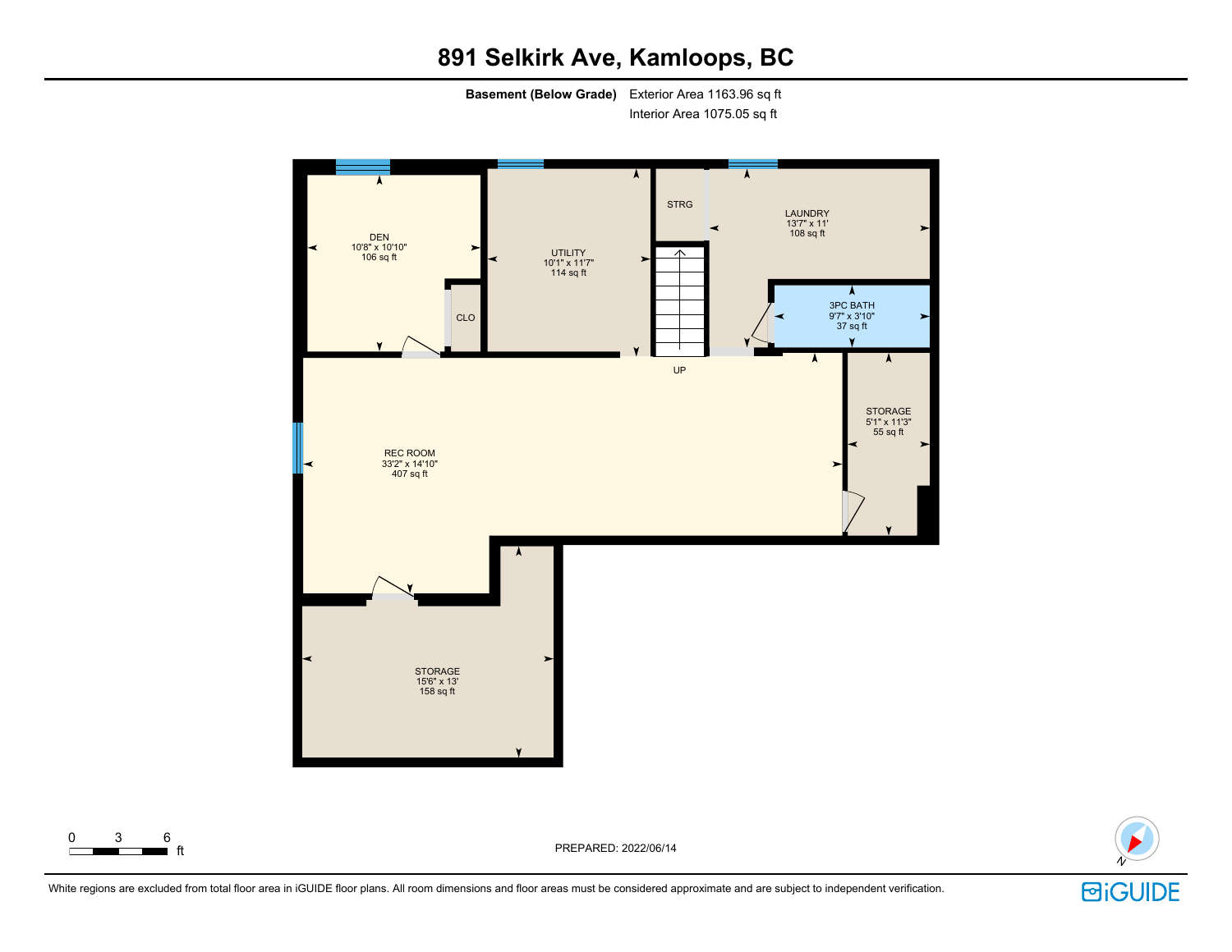# 891 Selkirk Ave, Kamloops, BC

**Basement (Below Grade)** Exterior Area 1163.96 sq ft
Interior Area 1075.05 sq ft

DEN
10'8" x 10'10"
106 sq ft

CLO

UTILITY
10'1" x 11'7"
114 sq ft

STRG

LAUNDRY
13'7" x 11'
108 sq ft

3PC BATH
9'7" x 3'10"
37 sq ft

UP

REC ROOM
33'2" x 14'10"
407 sq ft

STORAGE
5'1" x 11'3"
55 sq ft

STORAGE
15'6" x 13'
158 sq ft

0 3 6 ft

PREPARED: 2022/06/14

White regions are excluded from total floor area in iGUIDE floor plans. All room dimensions and floor areas must be considered approximate and are subject to independent verification.

iGUIDE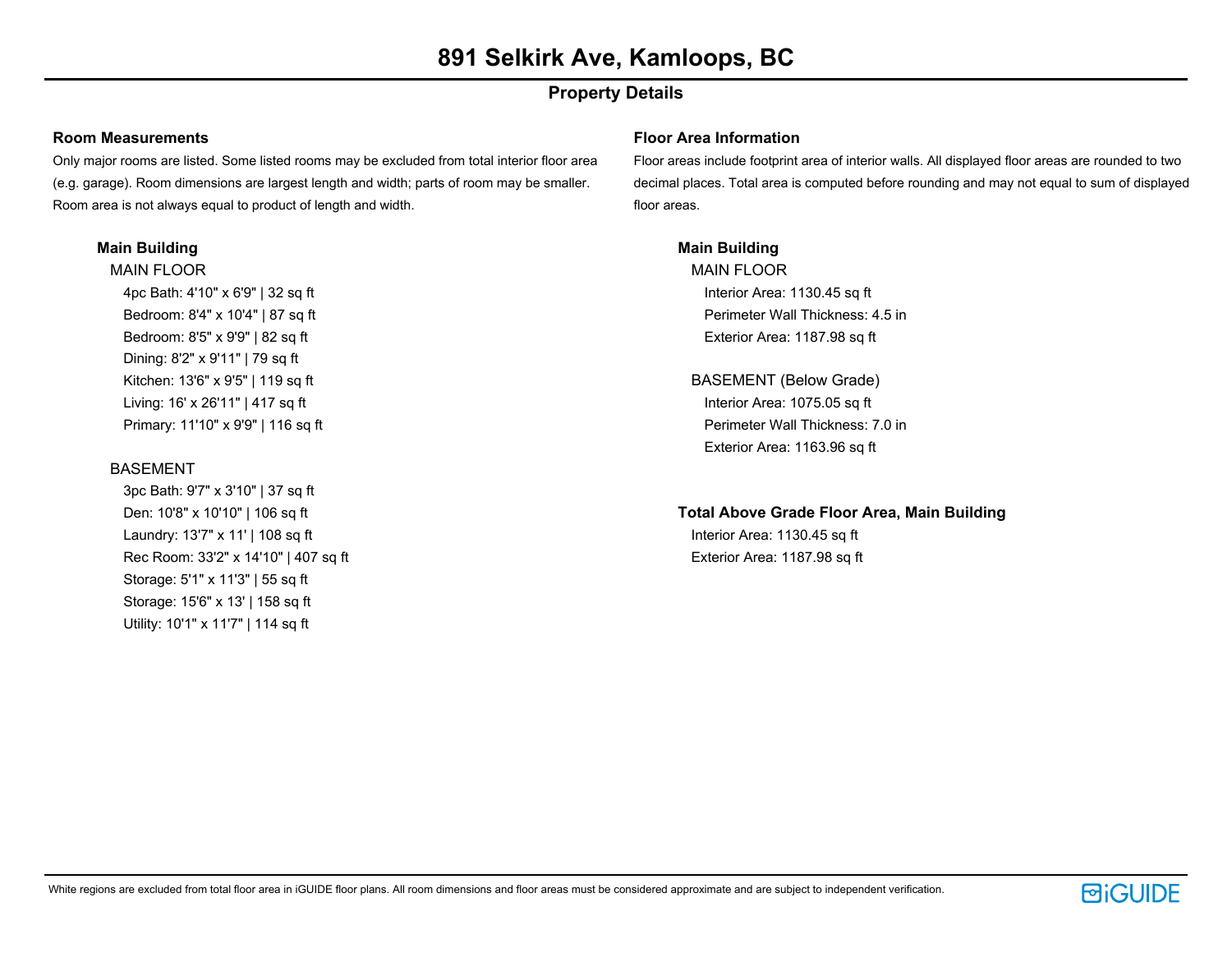# 891 Selkirk Ave, Kamloops, BC

## Property Details

### Room Measurements

Only major rooms are listed. Some listed rooms may be excluded from total interior floor area (e.g. garage). Room dimensions are largest length and width; parts of room may be smaller. Room area is not always equal to product of length and width.

#### Main Building

MAIN FLOOR

- 4pc Bath: 4'10" x 6'9" | 32 sq ft
- Bedroom: 8'4" x 10'4" | 87 sq ft
- Bedroom: 8'5" x 9'9" | 82 sq ft
- Dining: 8'2" x 9'11" | 79 sq ft
- Kitchen: 13'6" x 9'5" | 119 sq ft
- Living: 16' x 26'11" | 417 sq ft
- Primary: 11'10" x 9'9" | 116 sq ft

BASEMENT

- 3pc Bath: 9'7" x 3'10" | 37 sq ft
- Den: 10'8" x 10'10" | 106 sq ft
- Laundry: 13'7" x 11' | 108 sq ft
- Rec Room: 33'2" x 14'10" | 407 sq ft
- Storage: 5'1" x 11'3" | 55 sq ft
- Storage: 15'6" x 13' | 158 sq ft
- Utility: 10'1" x 11'7" | 114 sq ft

### Floor Area Information

Floor areas include footprint area of interior walls. All displayed floor areas are rounded to two decimal places. Total area is computed before rounding and may not equal to sum of displayed floor areas.

#### Main Building

MAIN FLOOR

- Interior Area: 1130.45 sq ft
- Perimeter Wall Thickness: 4.5 in
- Exterior Area: 1187.98 sq ft

BASEMENT (Below Grade)

- Interior Area: 1075.05 sq ft
- Perimeter Wall Thickness: 7.0 in
- Exterior Area: 1163.96 sq ft

#### Total Above Grade Floor Area, Main Building

- Interior Area: 1130.45 sq ft
- Exterior Area: 1187.98 sq ft

White regions are excluded from total floor area in iGUIDE floor plans. All room dimensions and floor areas must be considered approximate and are subject to independent verification.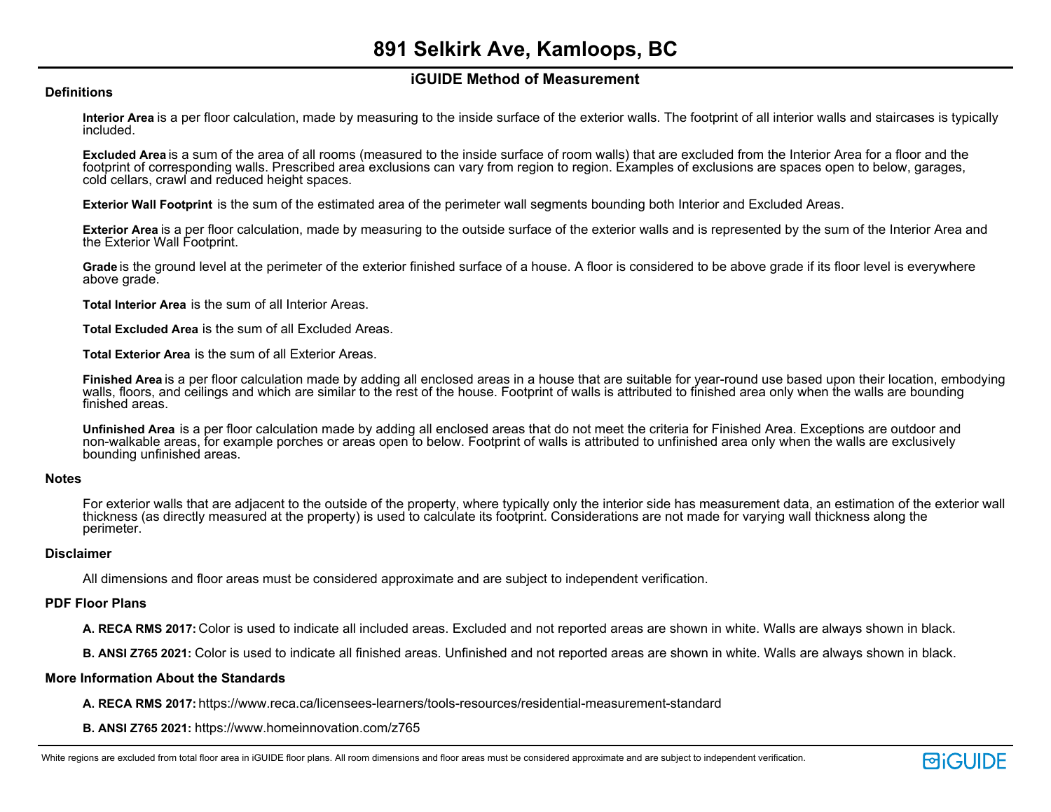# 891 Selkirk Ave, Kamloops, BC

## iGUIDE Method of Measurement

### Definitions

**Interior Area** is a per floor calculation, made by measuring to the inside surface of the exterior walls. The footprint of all interior walls and staircases is typically included.

**Excluded Area** is a sum of the area of all rooms (measured to the inside surface of room walls) that are excluded from the Interior Area for a floor and the footprint of corresponding walls. Prescribed area exclusions can vary from region to region. Examples of exclusions are spaces open to below, garages, cold cellars, crawl and reduced height spaces.

**Exterior Wall Footprint** is the sum of the estimated area of the perimeter wall segments bounding both Interior and Excluded Areas.

**Exterior Area** is a per floor calculation, made by measuring to the outside surface of the exterior walls and is represented by the sum of the Interior Area and the Exterior Wall Footprint.

**Grade** is the ground level at the perimeter of the exterior finished surface of a house. A floor is considered to be above grade if its floor level is everywhere above grade.

**Total Interior Area** is the sum of all Interior Areas.

**Total Excluded Area** is the sum of all Excluded Areas.

**Total Exterior Area** is the sum of all Exterior Areas.

**Finished Area** is a per floor calculation made by adding all enclosed areas in a house that are suitable for year-round use based upon their location, embodying walls, floors, and ceilings and which are similar to the rest of the house. Footprint of walls is attributed to finished area only when the walls are bounding finished areas.

**Unfinished Area** is a per floor calculation made by adding all enclosed areas that do not meet the criteria for Finished Area. Exceptions are outdoor and non-walkable areas, for example porches or areas open to below. Footprint of walls is attributed to unfinished area only when the walls are exclusively bounding unfinished areas.

### Notes

For exterior walls that are adjacent to the outside of the property, where typically only the interior side has measurement data, an estimation of the exterior wall thickness (as directly measured at the property) is used to calculate its footprint. Considerations are not made for varying wall thickness along the perimeter.

### Disclaimer

All dimensions and floor areas must be considered approximate and are subject to independent verification.

### PDF Floor Plans

**A. RECA RMS 2017:** Color is used to indicate all included areas. Excluded and not reported areas are shown in white. Walls are always shown in black.

**B. ANSI Z765 2021:** Color is used to indicate all finished areas. Unfinished and not reported areas are shown in white. Walls are always shown in black.

### More Information About the Standards

**A. RECA RMS 2017:** https://www.reca.ca/licensees-learners/tools-resources/residential-measurement-standard

**B. ANSI Z765 2021:** https://www.homeinnovation.com/z765

White regions are excluded from total floor area in iGUIDE floor plans. All room dimensions and floor areas must be considered approximate and are subject to independent verification.